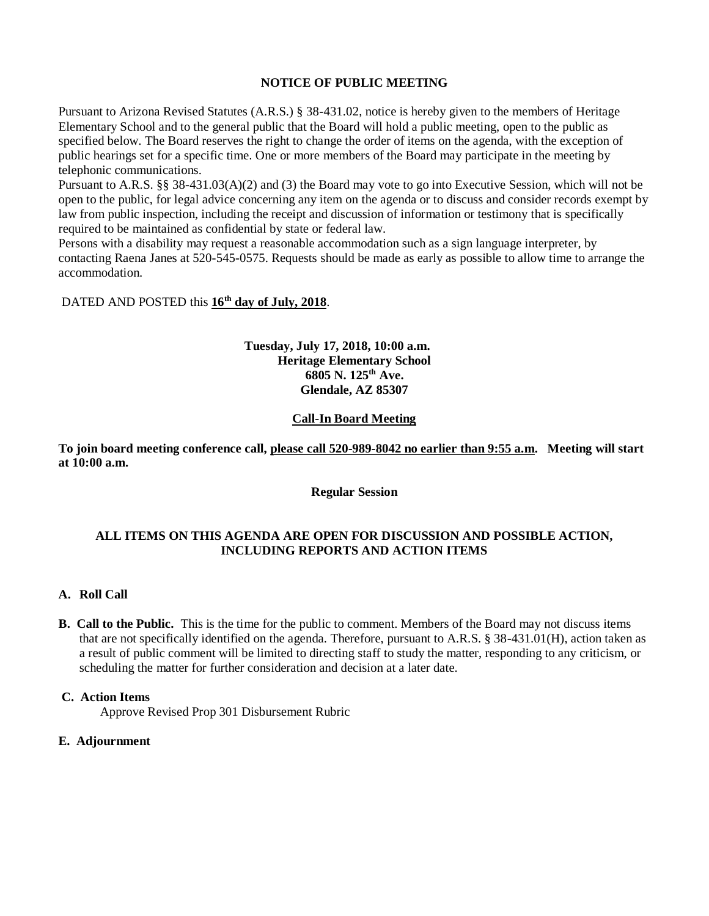# NOTICE OF PUBLIC MEETING

Pursuant to Arizona Revised Statutes (A.R.S.) § 38-431.02, notice is hereby given to the members of Heritage Elementary School and to the general public that the Board will hold a public meeting, open to the public as specified below. The Board reserves the right to change the order of items on the agenda, with the exception of public hearings set for a specific time. One or more members of the Board may participate in the meeting by telephonic communications.

Pursuant to A.R.S. §§ 38-431.03(A)(2) and (3) the Board may vote to go into Executive Session, which will not be open to the public, for legal advice concerning any item on the agenda or to discuss and consider records exempt by law from public inspection, including the receipt and discussion of information or testimony that is specifically required to be maintained as confidential by state or federal law.

Persons with a disability may request a reasonable accommodation such as a sign language interpreter, by contacting Raena Janes at 520-545-0575. Requests should be made as early as possible to allow time to arrange the accommodation.

DATED AND POSTED this **16th day of July, 2018**.

**Tuesday, July 17, 2018, 10:00 a.m.**
**Heritage Elementary School**
**6805 N. 125th Ave.**
**Glendale, AZ 85307**

**Call-In Board Meeting**

**To join board meeting conference call, please call 520-989-8042 no earlier than 9:55 a.m. Meeting will start at 10:00 a.m.**

**Regular Session**

**ALL ITEMS ON THIS AGENDA ARE OPEN FOR DISCUSSION AND POSSIBLE ACTION, INCLUDING REPORTS AND ACTION ITEMS**

**A. Roll Call**

**B. Call to the Public.** This is the time for the public to comment. Members of the Board may not discuss items that are not specifically identified on the agenda. Therefore, pursuant to A.R.S. § 38-431.01(H), action taken as a result of public comment will be limited to directing staff to study the matter, responding to any criticism, or scheduling the matter for further consideration and decision at a later date.

**C. Action Items**

Approve Revised Prop 301 Disbursement Rubric

**E. Adjournment**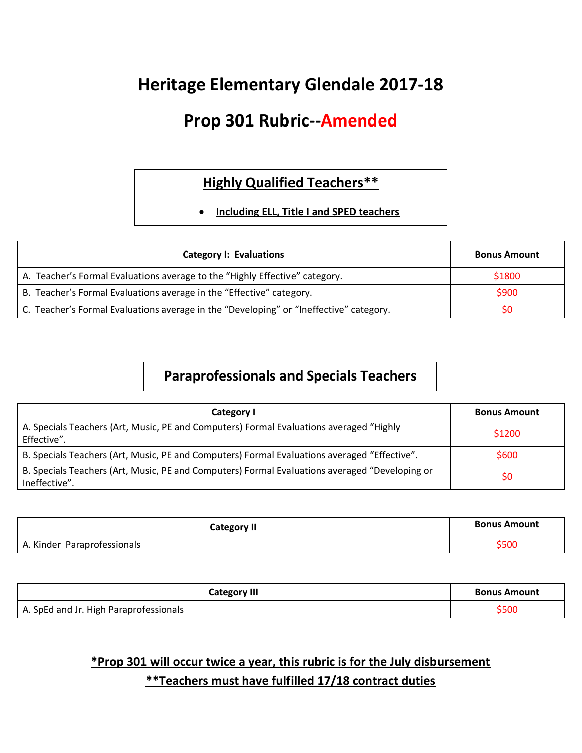# Heritage Elementary Glendale 2017-18

# Prop 301 Rubric--Amended

## Highly Qualified Teachers**

- **Including ELL, Title I and SPED teachers**

| Category I: Evaluations | Bonus Amount |
|---|---|
| A. Teacher's Formal Evaluations average to the "Highly Effective" category. | $1800 |
| B. Teacher's Formal Evaluations average in the "Effective" category. | $900 |
| C. Teacher's Formal Evaluations average in the "Developing" or "Ineffective" category. | $0 |

## Paraprofessionals and Specials Teachers

| Category I | Bonus Amount |
|---|---|
| A. Specials Teachers (Art, Music, PE and Computers) Formal Evaluations averaged "Highly Effective". | $1200 |
| B. Specials Teachers (Art, Music, PE and Computers) Formal Evaluations averaged "Effective". | $600 |
| B. Specials Teachers (Art, Music, PE and Computers) Formal Evaluations averaged "Developing or Ineffective". | $0 |

| Category II | Bonus Amount |
|---|---|
| A. Kinder Paraprofessionals | $500 |

| Category III | Bonus Amount |
|---|---|
| A. SpEd and Jr. High Paraprofessionals | $500 |

**\*Prop 301 will occur twice a year, this rubric is for the July disbursement**

**\*\*Teachers must have fulfilled 17/18 contract duties**